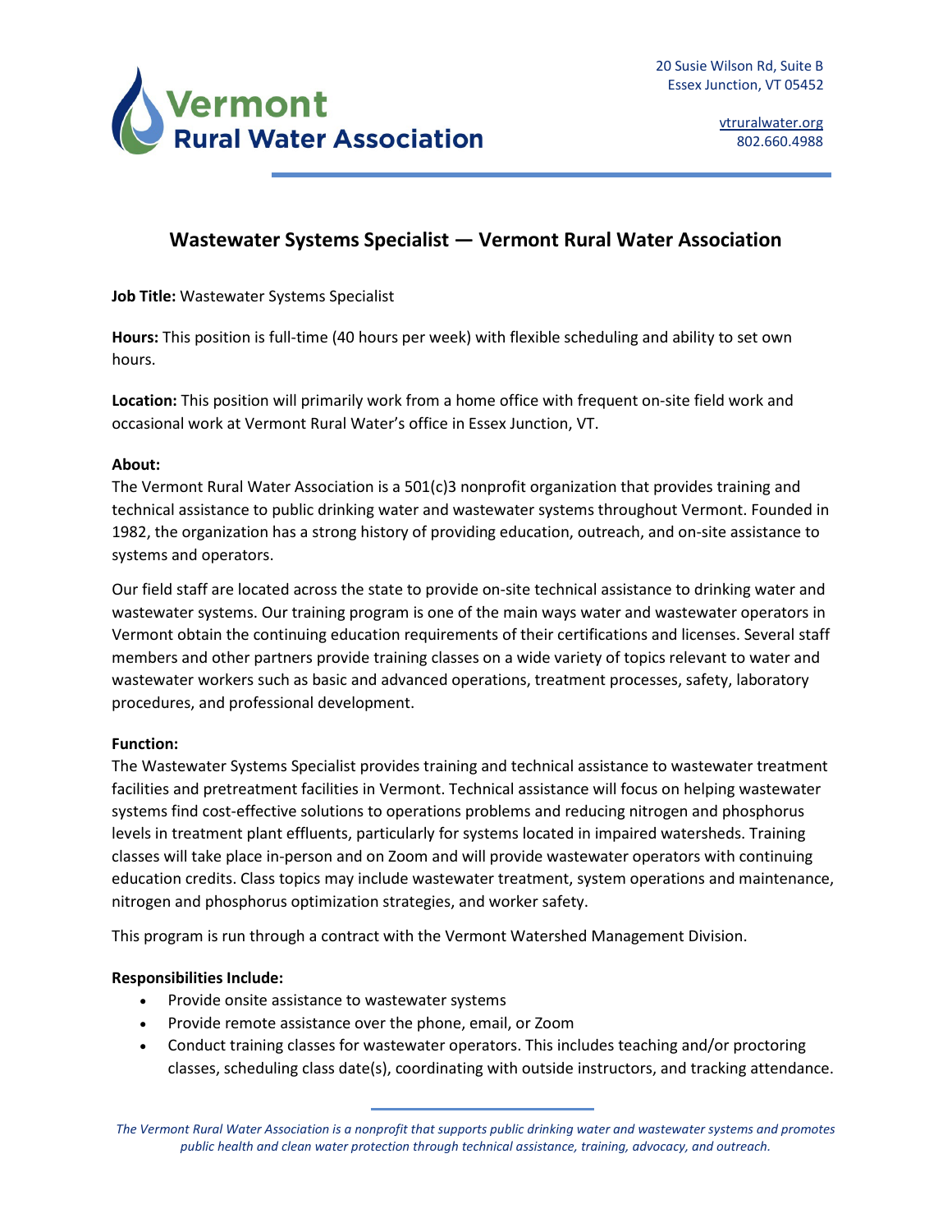Vermont Rural Water Association

20 Susie Wilson Rd, Suite B
Essex Junction, VT 05452

vtruralwater.org
802.660.4988

# Wastewater Systems Specialist — Vermont Rural Water Association

**Job Title:** Wastewater Systems Specialist

**Hours:** This position is full-time (40 hours per week) with flexible scheduling and ability to set own hours.

**Location:** This position will primarily work from a home office with frequent on-site field work and occasional work at Vermont Rural Water's office in Essex Junction, VT.

**About:**

The Vermont Rural Water Association is a 501(c)3 nonprofit organization that provides training and technical assistance to public drinking water and wastewater systems throughout Vermont. Founded in 1982, the organization has a strong history of providing education, outreach, and on-site assistance to systems and operators.

Our field staff are located across the state to provide on-site technical assistance to drinking water and wastewater systems. Our training program is one of the main ways water and wastewater operators in Vermont obtain the continuing education requirements of their certifications and licenses. Several staff members and other partners provide training classes on a wide variety of topics relevant to water and wastewater workers such as basic and advanced operations, treatment processes, safety, laboratory procedures, and professional development.

**Function:**

The Wastewater Systems Specialist provides training and technical assistance to wastewater treatment facilities and pretreatment facilities in Vermont. Technical assistance will focus on helping wastewater systems find cost-effective solutions to operations problems and reducing nitrogen and phosphorus levels in treatment plant effluents, particularly for systems located in impaired watersheds. Training classes will take place in-person and on Zoom and will provide wastewater operators with continuing education credits. Class topics may include wastewater treatment, system operations and maintenance, nitrogen and phosphorus optimization strategies, and worker safety.

This program is run through a contract with the Vermont Watershed Management Division.

**Responsibilities Include:**

- Provide onsite assistance to wastewater systems
- Provide remote assistance over the phone, email, or Zoom
- Conduct training classes for wastewater operators. This includes teaching and/or proctoring classes, scheduling class date(s), coordinating with outside instructors, and tracking attendance.

*The Vermont Rural Water Association is a nonprofit that supports public drinking water and wastewater systems and promotes public health and clean water protection through technical assistance, training, advocacy, and outreach.*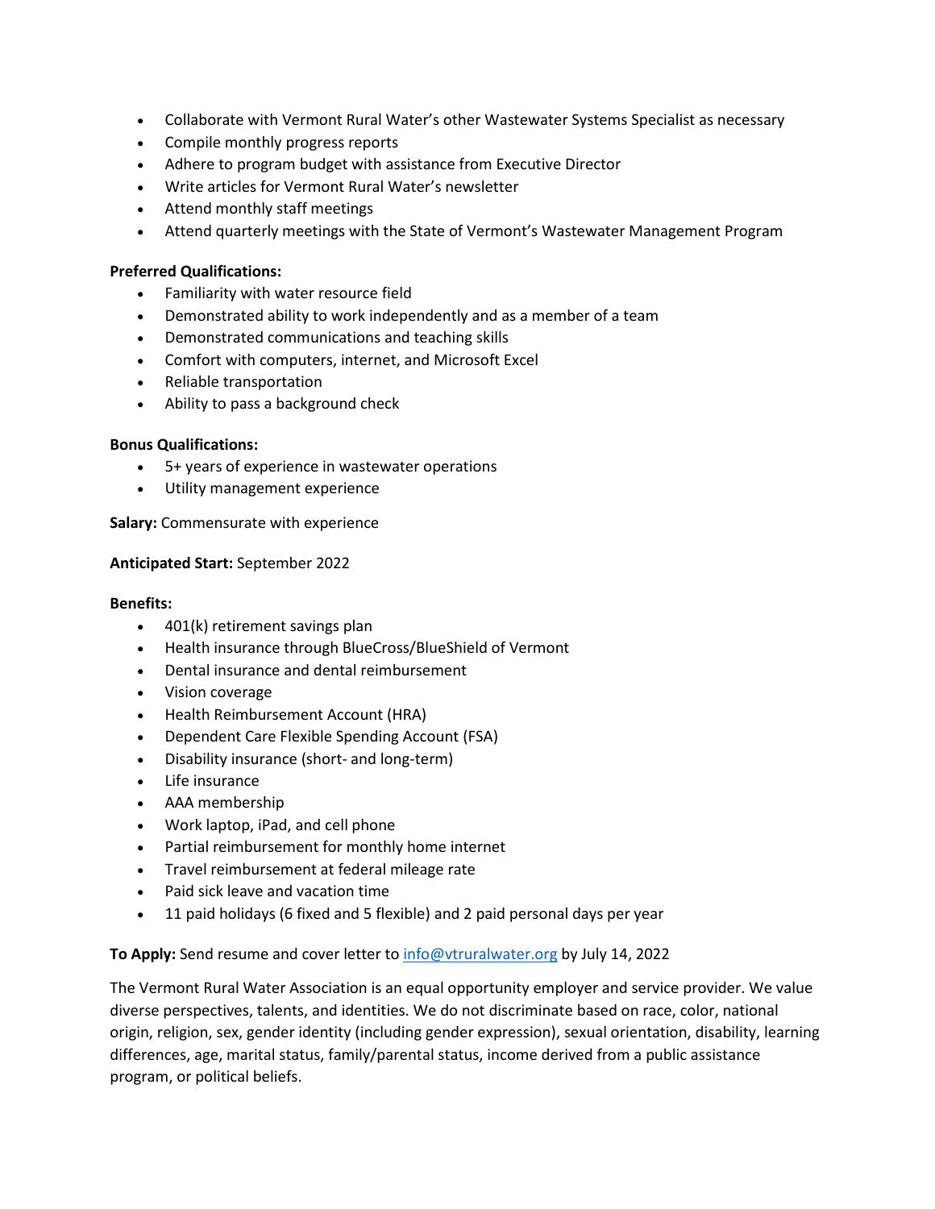- Collaborate with Vermont Rural Water's other Wastewater Systems Specialist as necessary
- Compile monthly progress reports
- Adhere to program budget with assistance from Executive Director
- Write articles for Vermont Rural Water's newsletter
- Attend monthly staff meetings
- Attend quarterly meetings with the State of Vermont's Wastewater Management Program

**Preferred Qualifications:**

- Familiarity with water resource field
- Demonstrated ability to work independently and as a member of a team
- Demonstrated communications and teaching skills
- Comfort with computers, internet, and Microsoft Excel
- Reliable transportation
- Ability to pass a background check

**Bonus Qualifications:**

- 5+ years of experience in wastewater operations
- Utility management experience

**Salary:** Commensurate with experience

**Anticipated Start:** September 2022

**Benefits:**

- 401(k) retirement savings plan
- Health insurance through BlueCross/BlueShield of Vermont
- Dental insurance and dental reimbursement
- Vision coverage
- Health Reimbursement Account (HRA)
- Dependent Care Flexible Spending Account (FSA)
- Disability insurance (short- and long-term)
- Life insurance
- AAA membership
- Work laptop, iPad, and cell phone
- Partial reimbursement for monthly home internet
- Travel reimbursement at federal mileage rate
- Paid sick leave and vacation time
- 11 paid holidays (6 fixed and 5 flexible) and 2 paid personal days per year

**To Apply:** Send resume and cover letter to [info@vtruralwater.org](mailto:info@vtruralwater.org) by July 14, 2022

The Vermont Rural Water Association is an equal opportunity employer and service provider. We value diverse perspectives, talents, and identities. We do not discriminate based on race, color, national origin, religion, sex, gender identity (including gender expression), sexual orientation, disability, learning differences, age, marital status, family/parental status, income derived from a public assistance program, or political beliefs.